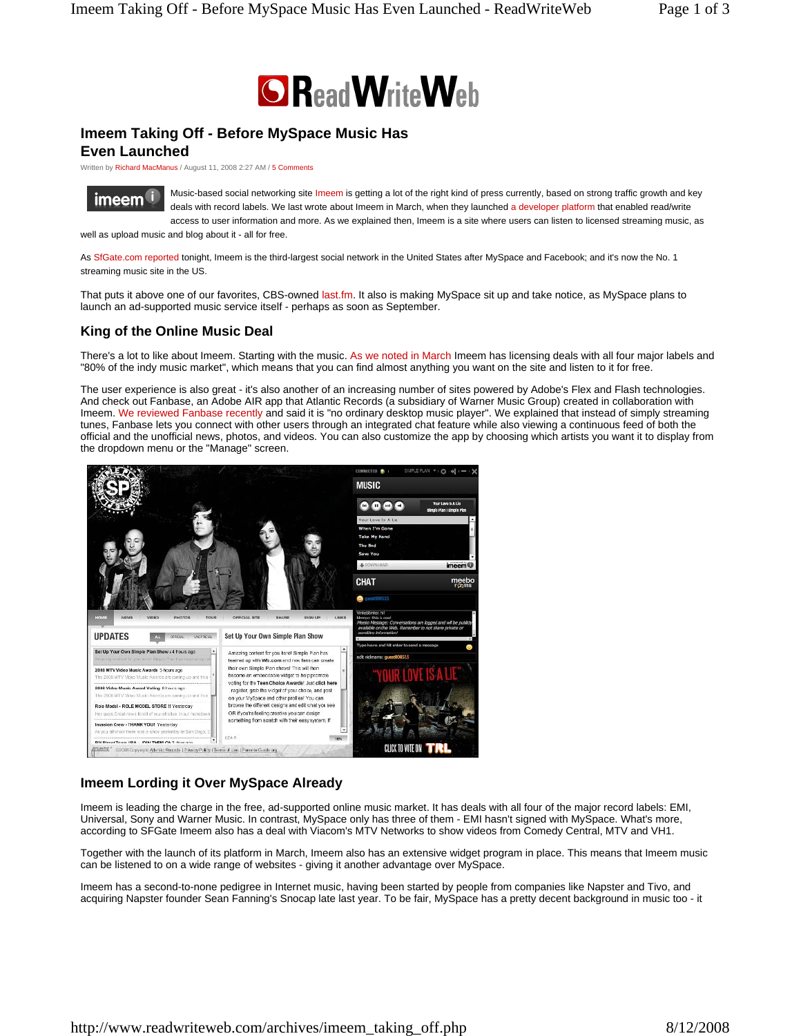# Imeem Taking Off - Before MySpace Music Has Even Launched

Written by Richard MacManus / August 11, 2008 2:27 AM / 5 Comments

Music-based social networking site Imeem is getting a lot of the right kind of press currently, based on strong traffic growth and key deals with record labels. We last wrote about Imeem in March, when they launched a developer platform that enabled read/write access to user information and more. As we explained then, Imeem is a site where users can listen to licensed streaming music, as well as upload music and blog about it - all for free.

As SfGate.com reported tonight, Imeem is the third-largest social network in the United States after MySpace and Facebook; and it's now the No. 1 streaming music site in the US.

That puts it above one of our favorites, CBS-owned last.fm. It also is making MySpace sit up and take notice, as MySpace plans to launch an ad-supported music service itself - perhaps as soon as September.

## King of the Online Music Deal

There's a lot to like about Imeem. Starting with the music. As we noted in March Imeem has licensing deals with all four major labels and "80% of the indy music market", which means that you can find almost anything you want on the site and listen to it for free.

The user experience is also great - it's also another of an increasing number of sites powered by Adobe's Flex and Flash technologies. And check out Fanbase, an Adobe AIR app that Atlantic Records (a subsidiary of Warner Music Group) created in collaboration with Imeem. We reviewed Fanbase recently and said it is "no ordinary desktop music player". We explained that instead of simply streaming tunes, Fanbase lets you connect with other users through an integrated chat feature while also viewing a continuous feed of both the official and the unofficial news, photos, and videos. You can also customize the app by choosing which artists you want it to display from the dropdown menu or the "Manage" screen.

## Imeem Lording it Over MySpace Already

Imeem is leading the charge in the free, ad-supported online music market. It has deals with all four of the major record labels: EMI, Universal, Sony and Warner Music. In contrast, MySpace only has three of them - EMI hasn't signed with MySpace. What's more, according to SFGate Imeem also has a deal with Viacom's MTV Networks to show videos from Comedy Central, MTV and VH1.

Together with the launch of its platform in March, Imeem also has an extensive widget program in place. This means that Imeem music can be listened to on a wide range of websites - giving it another advantage over MySpace.

Imeem has a second-to-none pedigree in Internet music, having been started by people from companies like Napster and Tivo, and acquiring Napster founder Sean Fanning's Snocap late last year. To be fair, MySpace has a pretty decent background in music too - it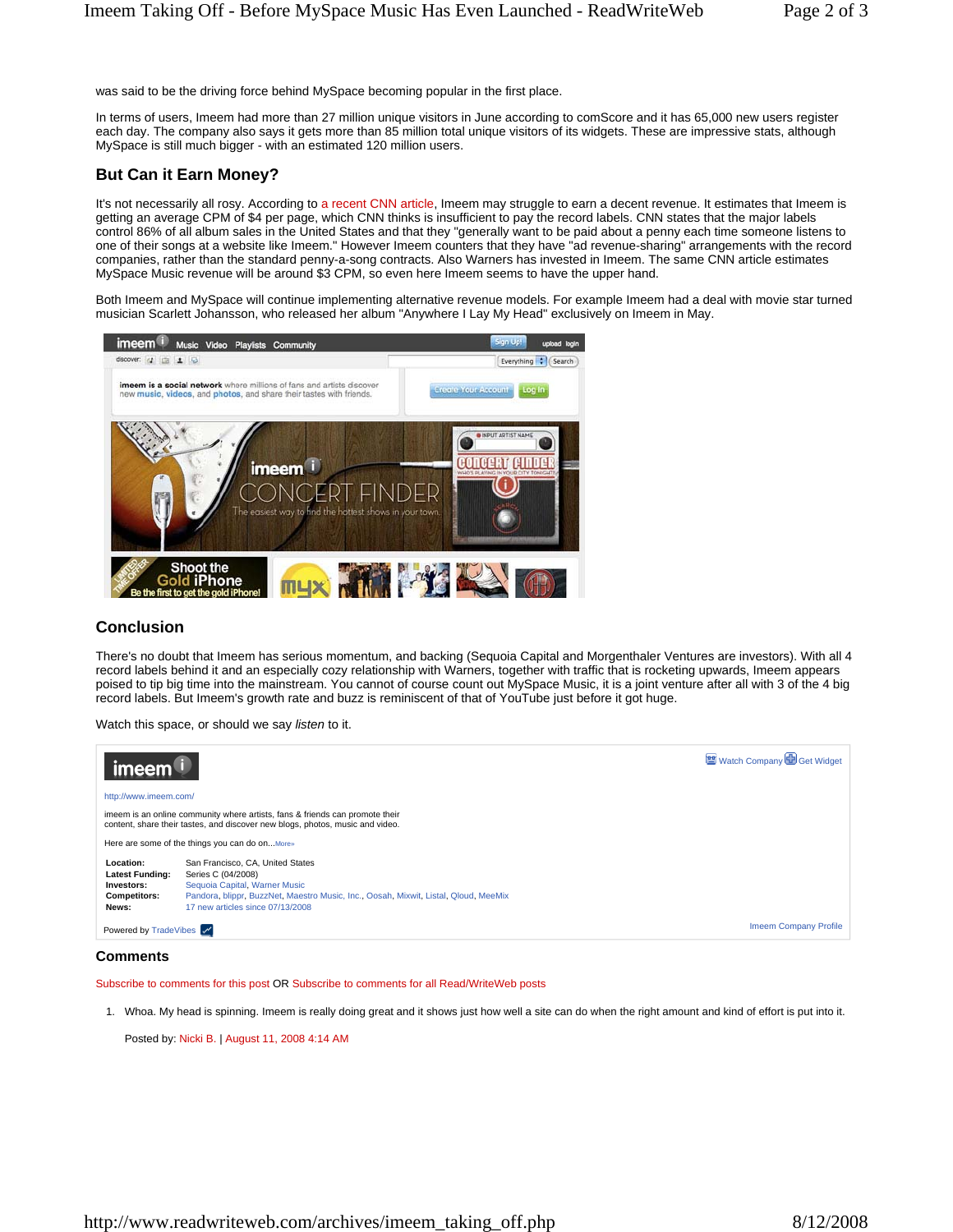was said to be the driving force behind MySpace becoming popular in the first place.

In terms of users, Imeem had more than 27 million unique visitors in June according to comScore and it has 65,000 new users register each day. The company also says it gets more than 85 million total unique visitors of its widgets. These are impressive stats, although MySpace is still much bigger - with an estimated 120 million users.

## But Can it Earn Money?

It's not necessarily all rosy. According to a recent CNN article, Imeem may struggle to earn a decent revenue. It estimates that Imeem is getting an average CPM of $4 per page, which CNN thinks is insufficient to pay the record labels. CNN states that the major labels control 86% of all album sales in the United States and that they "generally want to be paid about a penny each time someone listens to one of their songs at a website like Imeem." However Imeem counters that they have "ad revenue-sharing" arrangements with the record companies, rather than the standard penny-a-song contracts. Also Warners has invested in Imeem. The same CNN article estimates MySpace Music revenue will be around $3 CPM, so even here Imeem seems to have the upper hand.

Both Imeem and MySpace will continue implementing alternative revenue models. For example Imeem had a deal with movie star turned musician Scarlett Johansson, who released her album "Anywhere I Lay My Head" exclusively on Imeem in May.

## Conclusion

There's no doubt that Imeem has serious momentum, and backing (Sequoia Capital and Morgenthaler Ventures are investors). With all 4 record labels behind it and an especially cozy relationship with Warners, together with traffic that is rocketing upwards, Imeem appears poised to tip big time into the mainstream. You cannot of course count out MySpace Music, it is a joint venture after all with 3 of the 4 big record labels. But Imeem's growth rate and buzz is reminiscent of that of YouTube just before it got huge.

Watch this space, or should we say *listen* to it.

imeem

Watch Company | Get Widget

http://www.imeem.com/

imeem is an online community where artists, fans & friends can promote their content, share their tastes, and discover new blogs, photos, music and video.

Here are some of the things you can do on...More»

| | |
|---|---|
| **Location:** | San Francisco, CA, United States |
| **Latest Funding:** | Series C (04/2008) |
| **Investors:** | Sequoia Capital, Warner Music |
| **Competitors:** | Pandora, blippr, BuzzNet, Maestro Music, Inc., Oosah, Mixwit, Listal, Qloud, MeeMix |
| **News:** | 17 new articles since 07/13/2008 |

Powered by TradeVibes

Imeem Company Profile

## Comments

Subscribe to comments for this post OR Subscribe to comments for all Read/WriteWeb posts

1. Whoa. My head is spinning. Imeem is really doing great and it shows just how well a site can do when the right amount and kind of effort is put into it.

   Posted by: Nicki B. | August 11, 2008 4:14 AM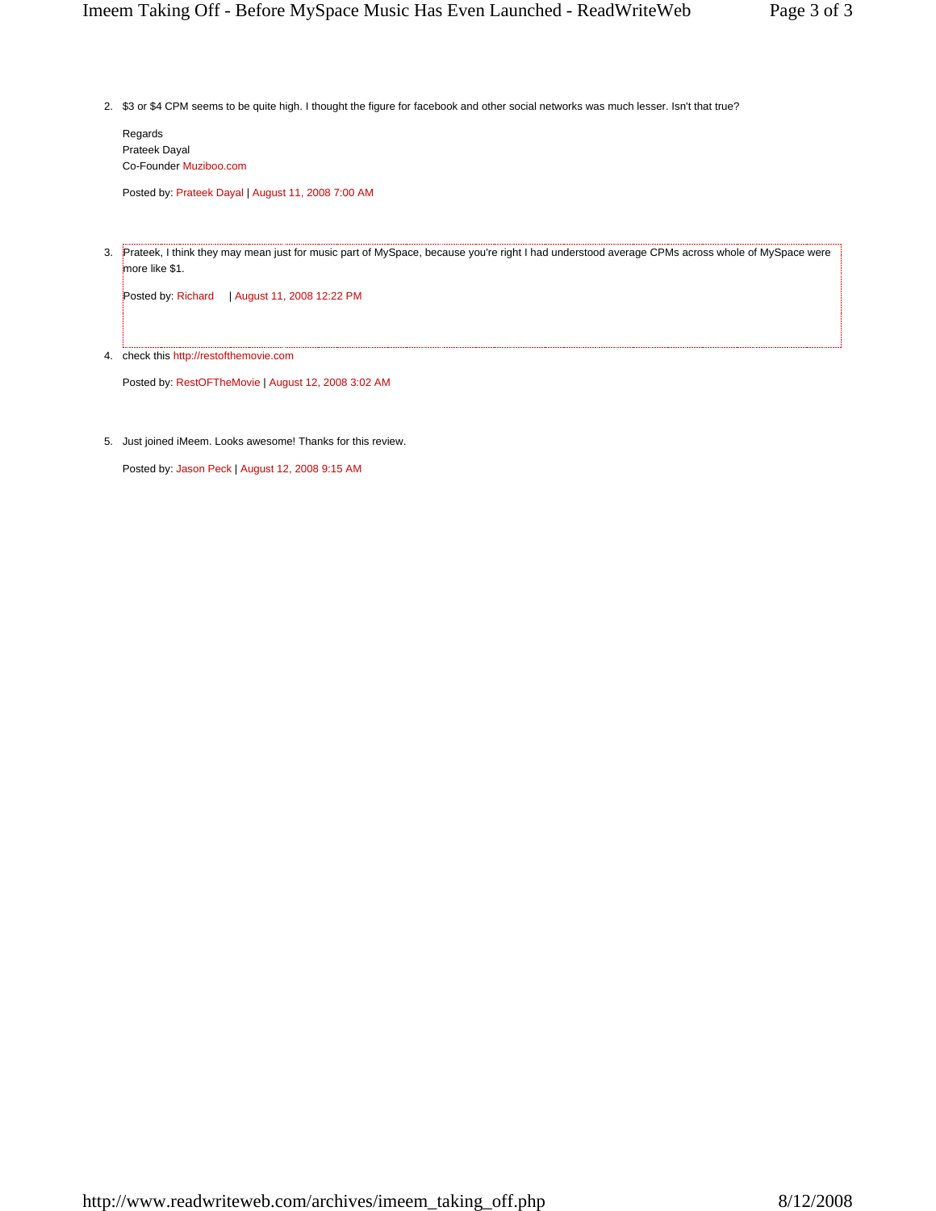2. $3 or $4 CPM seems to be quite high. I thought the figure for facebook and other social networks was much lesser. Isn't that true?

   Regards
   Prateek Dayal
   Co-Founder Muziboo.com

   Posted by: Prateek Dayal | August 11, 2008 7:00 AM

3. Prateek, I think they may mean just for music part of MySpace, because you're right I had understood average CPMs across whole of MySpace were more like $1.

   Posted by: Richard | August 11, 2008 12:22 PM

4. check this http://restofthemovie.com

   Posted by: RestOFTheMovie | August 12, 2008 3:02 AM

5. Just joined iMeem. Looks awesome! Thanks for this review.

   Posted by: Jason Peck | August 12, 2008 9:15 AM